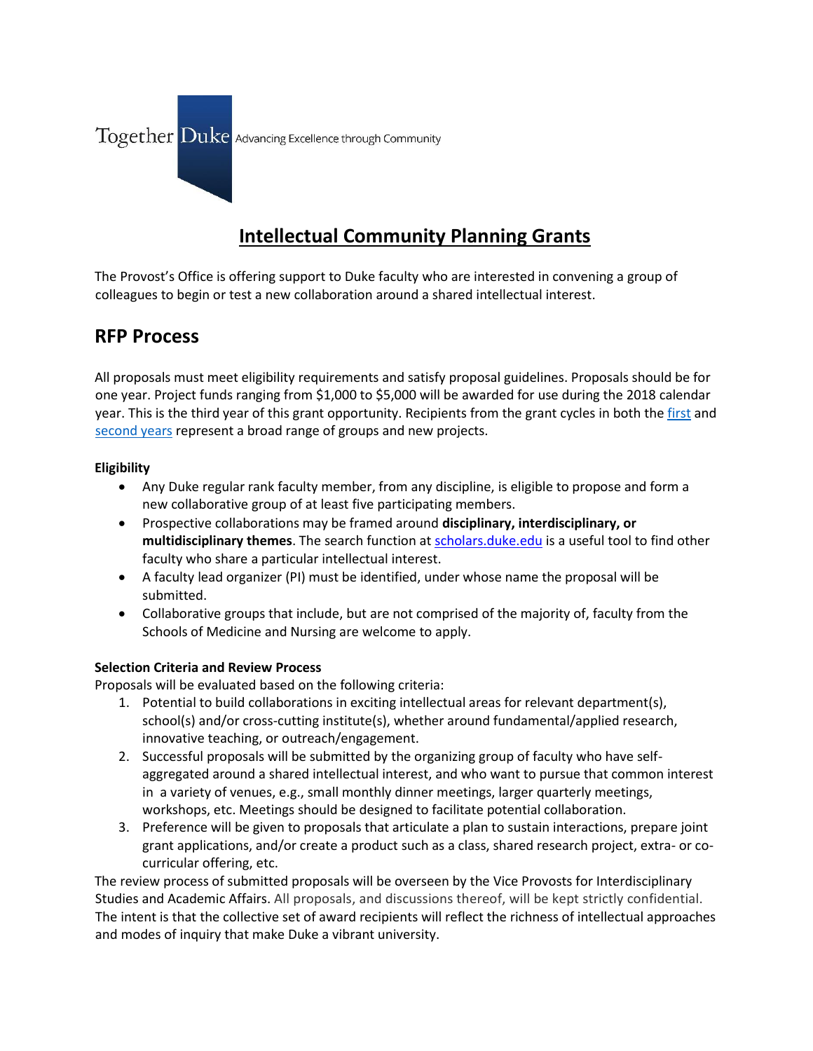Together Duke Advancing Excellence through Community

# Intellectual Community Planning Grants

The Provost's Office is offering support to Duke faculty who are interested in convening a group of colleagues to begin or test a new collaboration around a shared intellectual interest.

## RFP Process

All proposals must meet eligibility requirements and satisfy proposal guidelines. Proposals should be for one year. Project funds ranging from $1,000 to $5,000 will be awarded for use during the 2018 calendar year. This is the third year of this grant opportunity. Recipients from the grant cycles in both the first and second years represent a broad range of groups and new projects.

**Eligibility**

- Any Duke regular rank faculty member, from any discipline, is eligible to propose and form a new collaborative group of at least five participating members.
- Prospective collaborations may be framed around **disciplinary, interdisciplinary, or multidisciplinary themes**. The search function at scholars.duke.edu is a useful tool to find other faculty who share a particular intellectual interest.
- A faculty lead organizer (PI) must be identified, under whose name the proposal will be submitted.
- Collaborative groups that include, but are not comprised of the majority of, faculty from the Schools of Medicine and Nursing are welcome to apply.

**Selection Criteria and Review Process**

Proposals will be evaluated based on the following criteria:

1. Potential to build collaborations in exciting intellectual areas for relevant department(s), school(s) and/or cross-cutting institute(s), whether around fundamental/applied research, innovative teaching, or outreach/engagement.
2. Successful proposals will be submitted by the organizing group of faculty who have self-aggregated around a shared intellectual interest, and who want to pursue that common interest in a variety of venues, e.g., small monthly dinner meetings, larger quarterly meetings, workshops, etc. Meetings should be designed to facilitate potential collaboration.
3. Preference will be given to proposals that articulate a plan to sustain interactions, prepare joint grant applications, and/or create a product such as a class, shared research project, extra- or co-curricular offering, etc.

The review process of submitted proposals will be overseen by the Vice Provosts for Interdisciplinary Studies and Academic Affairs. All proposals, and discussions thereof, will be kept strictly confidential. The intent is that the collective set of award recipients will reflect the richness of intellectual approaches and modes of inquiry that make Duke a vibrant university.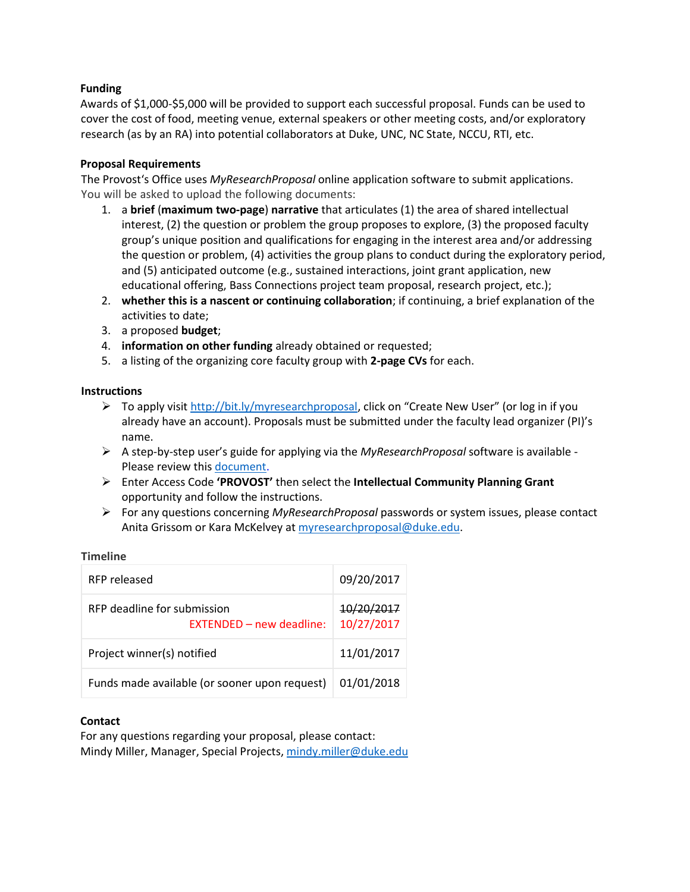**Funding**

Awards of $1,000-$5,000 will be provided to support each successful proposal. Funds can be used to cover the cost of food, meeting venue, external speakers or other meeting costs, and/or exploratory research (as by an RA) into potential collaborators at Duke, UNC, NC State, NCCU, RTI, etc.

**Proposal Requirements**

The Provost's Office uses *MyResearchProposal* online application software to submit applications. You will be asked to upload the following documents:

1. a **brief** (**maximum two-page**) **narrative** that articulates (1) the area of shared intellectual interest, (2) the question or problem the group proposes to explore, (3) the proposed faculty group's unique position and qualifications for engaging in the interest area and/or addressing the question or problem, (4) activities the group plans to conduct during the exploratory period, and (5) anticipated outcome (e.g., sustained interactions, joint grant application, new educational offering, Bass Connections project team proposal, research project, etc.);
2. **whether this is a nascent or continuing collaboration**; if continuing, a brief explanation of the activities to date;
3. a proposed **budget**;
4. **information on other funding** already obtained or requested;
5. a listing of the organizing core faculty group with **2-page CVs** for each.

**Instructions**

- To apply visit [http://bit.ly/myresearchproposal](http://bit.ly/myresearchproposal), click on "Create New User" (or log in if you already have an account). Proposals must be submitted under the faculty lead organizer (PI)'s name.
- A step-by-step user's guide for applying via the *MyResearchProposal* software is available - Please review this [document](document).
- Enter Access Code **'PROVOST'** then select the **Intellectual Community Planning Grant** opportunity and follow the instructions.
- For any questions concerning *MyResearchProposal* passwords or system issues, please contact Anita Grissom or Kara McKelvey at [myresearchproposal@duke.edu](mailto:myresearchproposal@duke.edu).

**Timeline**

| | |
|---|---|
| RFP released | 09/20/2017 |
| RFP deadline for submission<br>EXTENDED – new deadline: | ~~10/20/2017~~<br>10/27/2017 |
| Project winner(s) notified | 11/01/2017 |
| Funds made available (or sooner upon request) | 01/01/2018 |

**Contact**

For any questions regarding your proposal, please contact:
Mindy Miller, Manager, Special Projects, [mindy.miller@duke.edu](mailto:mindy.miller@duke.edu)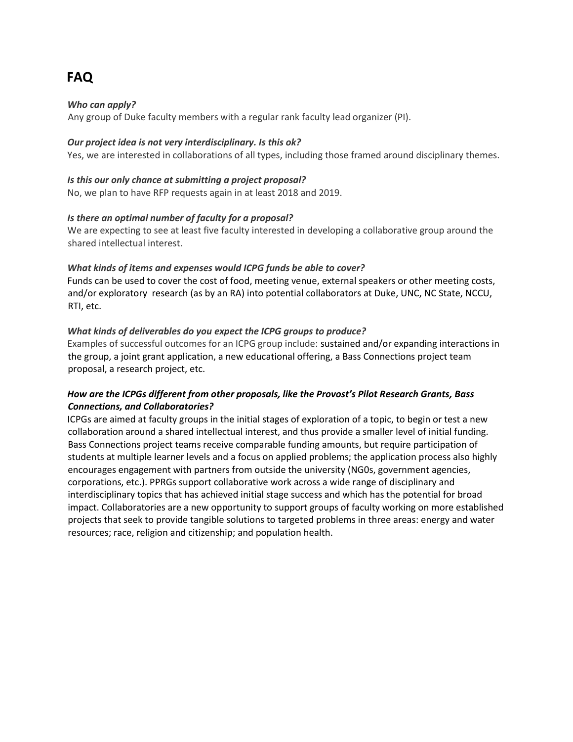# FAQ

***Who can apply?***

Any group of Duke faculty members with a regular rank faculty lead organizer (PI).

***Our project idea is not very interdisciplinary. Is this ok?***

Yes, we are interested in collaborations of all types, including those framed around disciplinary themes.

***Is this our only chance at submitting a project proposal?***

No, we plan to have RFP requests again in at least 2018 and 2019.

***Is there an optimal number of faculty for a proposal?***

We are expecting to see at least five faculty interested in developing a collaborative group around the shared intellectual interest.

***What kinds of items and expenses would ICPG funds be able to cover?***

Funds can be used to cover the cost of food, meeting venue, external speakers or other meeting costs, and/or exploratory research (as by an RA) into potential collaborators at Duke, UNC, NC State, NCCU, RTI, etc.

***What kinds of deliverables do you expect the ICPG groups to produce?***

Examples of successful outcomes for an ICPG group include: sustained and/or expanding interactions in the group, a joint grant application, a new educational offering, a Bass Connections project team proposal, a research project, etc.

***How are the ICPGs different from other proposals, like the Provost's Pilot Research Grants, Bass Connections, and Collaboratories?***

ICPGs are aimed at faculty groups in the initial stages of exploration of a topic, to begin or test a new collaboration around a shared intellectual interest, and thus provide a smaller level of initial funding. Bass Connections project teams receive comparable funding amounts, but require participation of students at multiple learner levels and a focus on applied problems; the application process also highly encourages engagement with partners from outside the university (NG0s, government agencies, corporations, etc.). PPRGs support collaborative work across a wide range of disciplinary and interdisciplinary topics that has achieved initial stage success and which has the potential for broad impact. Collaboratories are a new opportunity to support groups of faculty working on more established projects that seek to provide tangible solutions to targeted problems in three areas: energy and water resources; race, religion and citizenship; and population health.